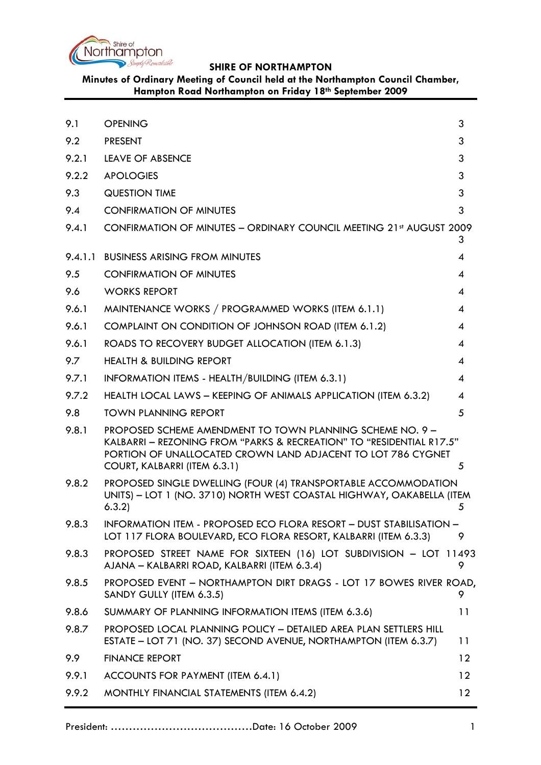**SHIRE OF NORTHAMPTON**

**Minutes of Ordinary Meeting of Council held at the Northampton Council Chamber, Hampton Road Northampton on Friday 18th September 2009**

| | | |
|---|---|---|
| 9.1 | OPENING | 3 |
| 9.2 | PRESENT | 3 |
| 9.2.1 | LEAVE OF ABSENCE | 3 |
| 9.2.2 | APOLOGIES | 3 |
| 9.3 | QUESTION TIME | 3 |
| 9.4 | CONFIRMATION OF MINUTES | 3 |
| 9.4.1 | CONFIRMATION OF MINUTES – ORDINARY COUNCIL MEETING 21st AUGUST 2009 | 3 |
| 9.4.1.1 | BUSINESS ARISING FROM MINUTES | 4 |
| 9.5 | CONFIRMATION OF MINUTES | 4 |
| 9.6 | WORKS REPORT | 4 |
| 9.6.1 | MAINTENANCE WORKS / PROGRAMMED WORKS (ITEM 6.1.1) | 4 |
| 9.6.1 | COMPLAINT ON CONDITION OF JOHNSON ROAD (ITEM 6.1.2) | 4 |
| 9.6.1 | ROADS TO RECOVERY BUDGET ALLOCATION (ITEM 6.1.3) | 4 |
| 9.7 | HEALTH & BUILDING REPORT | 4 |
| 9.7.1 | INFORMATION ITEMS - HEALTH/BUILDING (ITEM 6.3.1) | 4 |
| 9.7.2 | HEALTH LOCAL LAWS – KEEPING OF ANIMALS APPLICATION (ITEM 6.3.2) | 4 |
| 9.8 | TOWN PLANNING REPORT | 5 |
| 9.8.1 | PROPOSED SCHEME AMENDMENT TO TOWN PLANNING SCHEME NO. 9 – KALBARRI – REZONING FROM "PARKS & RECREATION" TO "RESIDENTIAL R17.5" PORTION OF UNALLOCATED CROWN LAND ADJACENT TO LOT 786 CYGNET COURT, KALBARRI (ITEM 6.3.1) | 5 |
| 9.8.2 | PROPOSED SINGLE DWELLING (FOUR (4) TRANSPORTABLE ACCOMMODATION UNITS) – LOT 1 (NO. 3710) NORTH WEST COASTAL HIGHWAY, OAKABELLA (ITEM 6.3.2) | 5 |
| 9.8.3 | INFORMATION ITEM - PROPOSED ECO FLORA RESORT – DUST STABILISATION – LOT 117 FLORA BOULEVARD, ECO FLORA RESORT, KALBARRI (ITEM 6.3.3) | 9 |
| 9.8.3 | PROPOSED STREET NAME FOR SIXTEEN (16) LOT SUBDIVISION – LOT 11493 AJANA – KALBARRI ROAD, KALBARRI (ITEM 6.3.4) | 9 |
| 9.8.5 | PROPOSED EVENT – NORTHAMPTON DIRT DRAGS - LOT 17 BOWES RIVER ROAD, SANDY GULLY (ITEM 6.3.5) | 9 |
| 9.8.6 | SUMMARY OF PLANNING INFORMATION ITEMS (ITEM 6.3.6) | 11 |
| 9.8.7 | PROPOSED LOCAL PLANNING POLICY – DETAILED AREA PLAN SETTLERS HILL ESTATE – LOT 71 (NO. 37) SECOND AVENUE, NORTHAMPTON (ITEM 6.3.7) | 11 |
| 9.9 | FINANCE REPORT | 12 |
| 9.9.1 | ACCOUNTS FOR PAYMENT (ITEM 6.4.1) | 12 |
| 9.9.2 | MONTHLY FINANCIAL STATEMENTS (ITEM 6.4.2) | 12 |

President: ......................................Date: 16 October 2009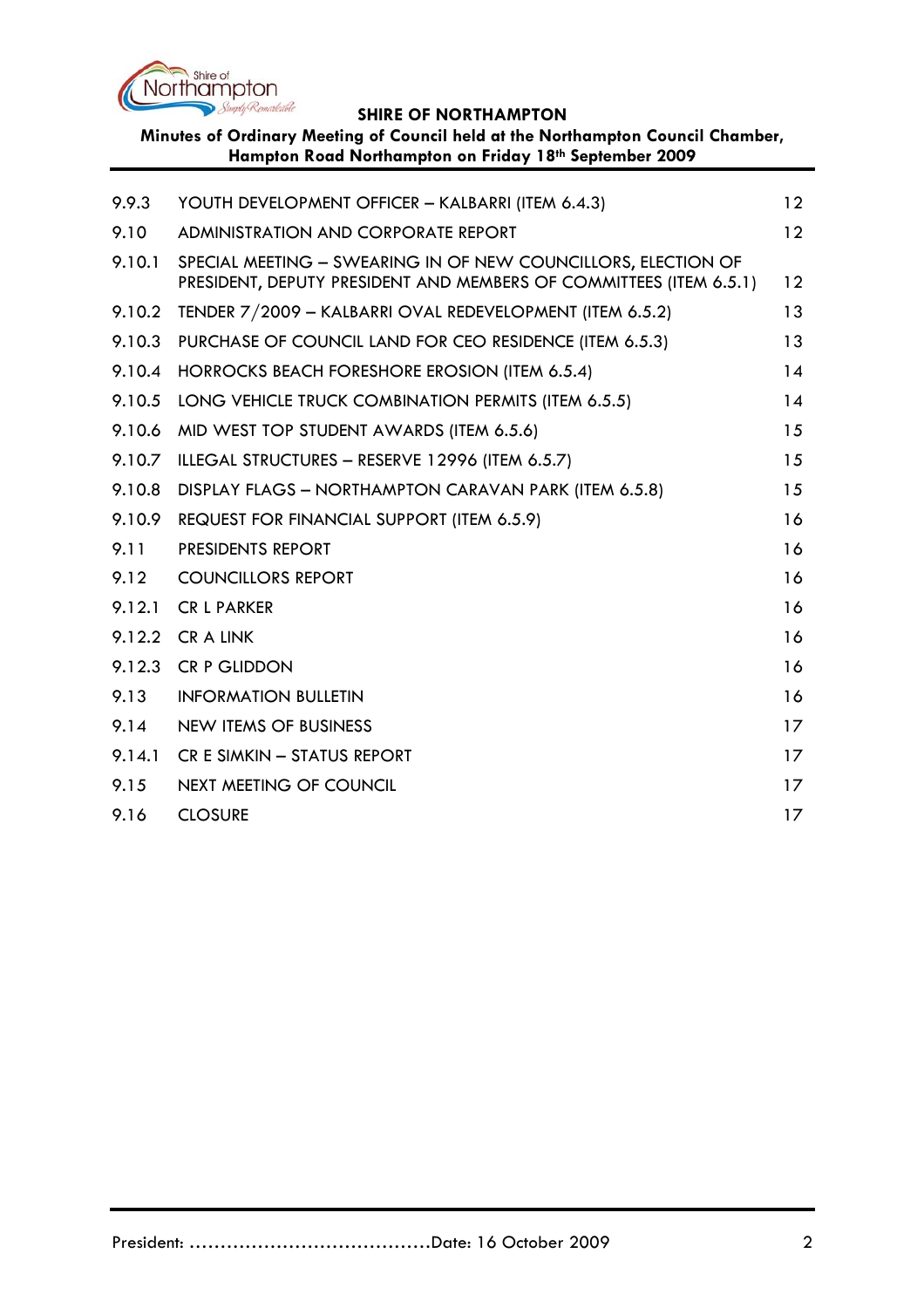| | | |
|---|---|---|
| 9.9.3 | YOUTH DEVELOPMENT OFFICER – KALBARRI (ITEM 6.4.3) | 12 |
| 9.10 | ADMINISTRATION AND CORPORATE REPORT | 12 |
| 9.10.1 | SPECIAL MEETING – SWEARING IN OF NEW COUNCILLORS, ELECTION OF PRESIDENT, DEPUTY PRESIDENT AND MEMBERS OF COMMITTEES (ITEM 6.5.1) | 12 |
| 9.10.2 | TENDER 7/2009 – KALBARRI OVAL REDEVELOPMENT (ITEM 6.5.2) | 13 |
| 9.10.3 | PURCHASE OF COUNCIL LAND FOR CEO RESIDENCE (ITEM 6.5.3) | 13 |
| 9.10.4 | HORROCKS BEACH FORESHORE EROSION (ITEM 6.5.4) | 14 |
| 9.10.5 | LONG VEHICLE TRUCK COMBINATION PERMITS (ITEM 6.5.5) | 14 |
| 9.10.6 | MID WEST TOP STUDENT AWARDS (ITEM 6.5.6) | 15 |
| 9.10.7 | ILLEGAL STRUCTURES – RESERVE 12996 (ITEM 6.5.7) | 15 |
| 9.10.8 | DISPLAY FLAGS – NORTHAMPTON CARAVAN PARK (ITEM 6.5.8) | 15 |
| 9.10.9 | REQUEST FOR FINANCIAL SUPPORT (ITEM 6.5.9) | 16 |
| 9.11 | PRESIDENTS REPORT | 16 |
| 9.12 | COUNCILLORS REPORT | 16 |
| 9.12.1 | CR L PARKER | 16 |
| 9.12.2 | CR A LINK | 16 |
| 9.12.3 | CR P GLIDDON | 16 |
| 9.13 | INFORMATION BULLETIN | 16 |
| 9.14 | NEW ITEMS OF BUSINESS | 17 |
| 9.14.1 | CR E SIMKIN – STATUS REPORT | 17 |
| 9.15 | NEXT MEETING OF COUNCIL | 17 |
| 9.16 | CLOSURE | 17 |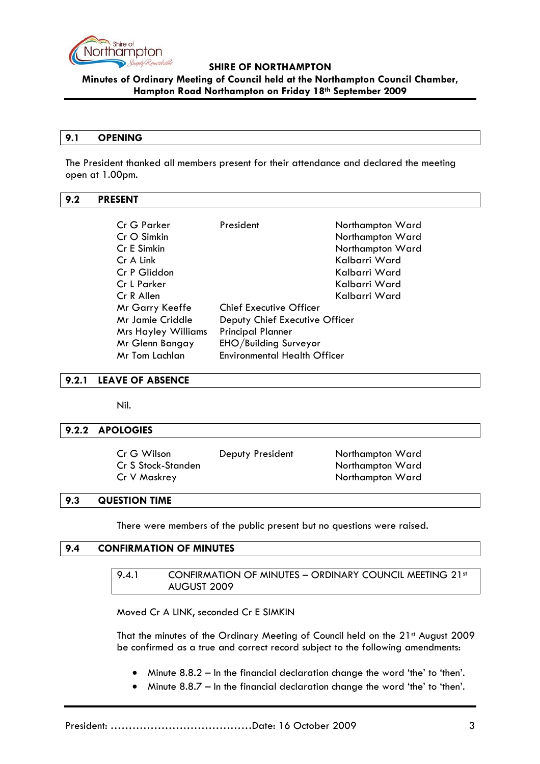## 9.1 OPENING

The President thanked all members present for their attendance and declared the meeting open at 1.00pm.

## 9.2 PRESENT

| | | |
|---|---|---|
| Cr G Parker | President | Northampton Ward |
| Cr O Simkin | | Northampton Ward |
| Cr E Simkin | | Northampton Ward |
| Cr A Link | | Kalbarri Ward |
| Cr P Gliddon | | Kalbarri Ward |
| Cr L Parker | | Kalbarri Ward |
| Cr R Allen | | Kalbarri Ward |
| Mr Garry Keeffe | Chief Executive Officer | |
| Mr Jamie Criddle | Deputy Chief Executive Officer | |
| Mrs Hayley Williams | Principal Planner | |
| Mr Glenn Bangay | EHO/Building Surveyor | |
| Mr Tom Lachlan | Environmental Health Officer | |

## 9.2.1 LEAVE OF ABSENCE

Nil.

## 9.2.2 APOLOGIES

| | | |
|---|---|---|
| Cr G Wilson | Deputy President | Northampton Ward |
| Cr S Stock-Standen | | Northampton Ward |
| Cr V Maskrey | | Northampton Ward |

## 9.3 QUESTION TIME

There were members of the public present but no questions were raised.

## 9.4 CONFIRMATION OF MINUTES

### 9.4.1 CONFIRMATION OF MINUTES – ORDINARY COUNCIL MEETING 21st AUGUST 2009

Moved Cr A LINK, seconded Cr E SIMKIN

That the minutes of the Ordinary Meeting of Council held on the 21st August 2009 be confirmed as a true and correct record subject to the following amendments:

- Minute 8.8.2 – In the financial declaration change the word 'the' to 'then'.
- Minute 8.8.7 – In the financial declaration change the word 'the' to 'then'.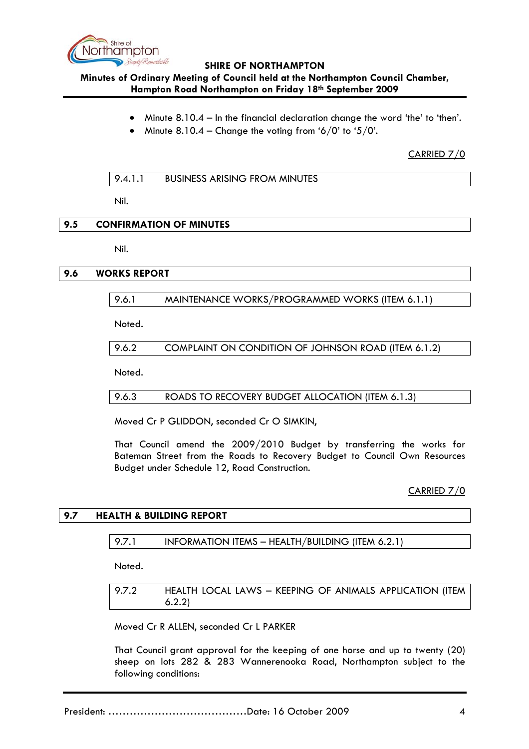- Minute 8.10.4 – In the financial declaration change the word 'the' to 'then'.
- Minute 8.10.4 – Change the voting from '6/0' to '5/0'.

CARRIED 7/0

#### 9.4.1.1 BUSINESS ARISING FROM MINUTES

Nil.

## 9.5 CONFIRMATION OF MINUTES

Nil.

## 9.6 WORKS REPORT

#### 9.6.1 MAINTENANCE WORKS/PROGRAMMED WORKS (ITEM 6.1.1)

Noted.

#### 9.6.2 COMPLAINT ON CONDITION OF JOHNSON ROAD (ITEM 6.1.2)

Noted.

#### 9.6.3 ROADS TO RECOVERY BUDGET ALLOCATION (ITEM 6.1.3)

Moved Cr P GLIDDON, seconded Cr O SIMKIN,

That Council amend the 2009/2010 Budget by transferring the works for Bateman Street from the Roads to Recovery Budget to Council Own Resources Budget under Schedule 12, Road Construction.

CARRIED 7/0

## 9.7 HEALTH & BUILDING REPORT

#### 9.7.1 INFORMATION ITEMS – HEALTH/BUILDING (ITEM 6.2.1)

Noted.

#### 9.7.2 HEALTH LOCAL LAWS – KEEPING OF ANIMALS APPLICATION (ITEM 6.2.2)

Moved Cr R ALLEN, seconded Cr L PARKER

That Council grant approval for the keeping of one horse and up to twenty (20) sheep on lots 282 & 283 Wannerenooka Road, Northampton subject to the following conditions: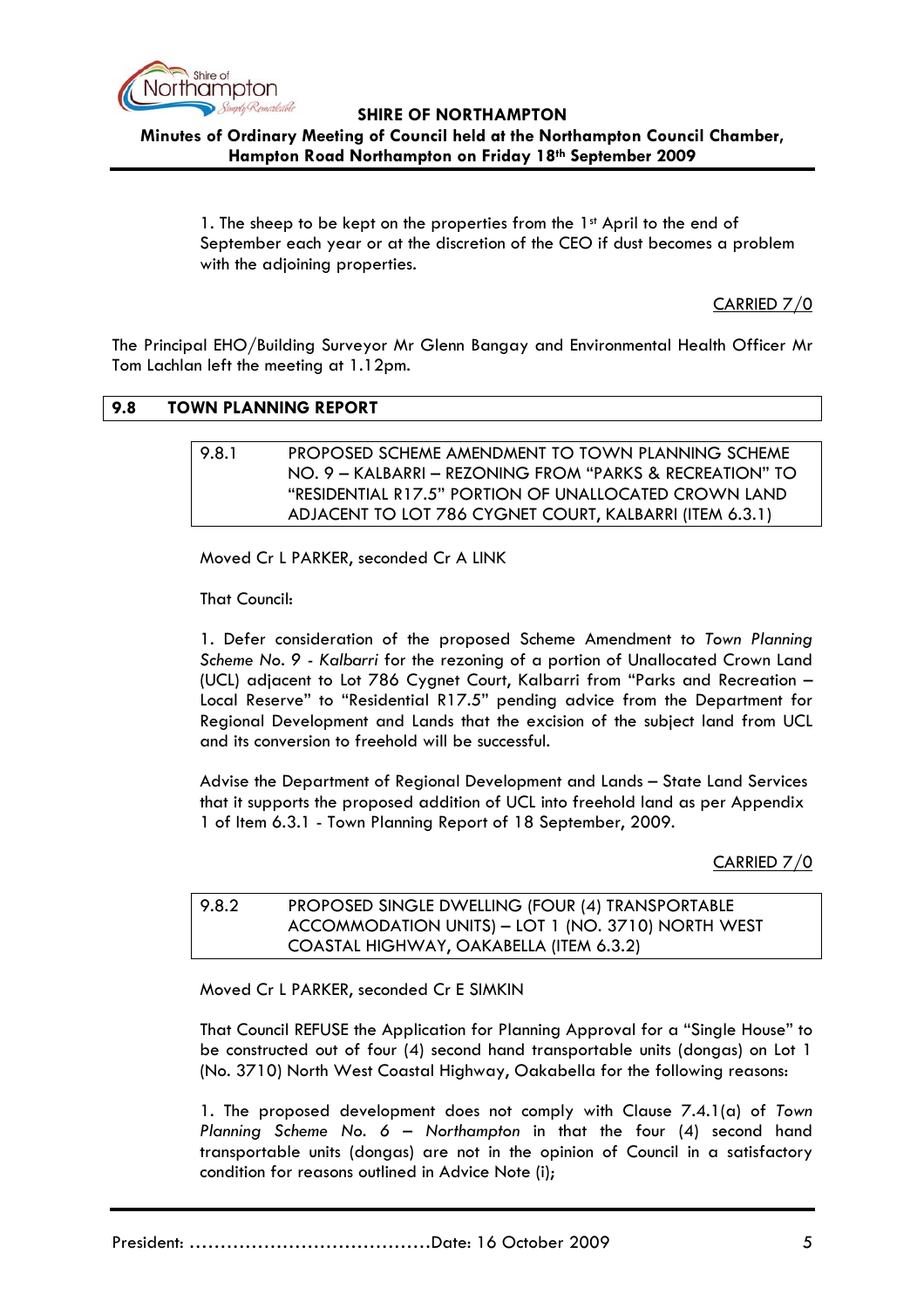1. The sheep to be kept on the properties from the 1st April to the end of September each year or at the discretion of the CEO if dust becomes a problem with the adjoining properties.

CARRIED 7/0

The Principal EHO/Building Surveyor Mr Glenn Bangay and Environmental Health Officer Mr Tom Lachlan left the meeting at 1.12pm.

## 9.8 TOWN PLANNING REPORT

### 9.8.1 PROPOSED SCHEME AMENDMENT TO TOWN PLANNING SCHEME NO. 9 – KALBARRI – REZONING FROM "PARKS & RECREATION" TO "RESIDENTIAL R17.5" PORTION OF UNALLOCATED CROWN LAND ADJACENT TO LOT 786 CYGNET COURT, KALBARRI (ITEM 6.3.1)

Moved Cr L PARKER, seconded Cr A LINK

That Council:

1. Defer consideration of the proposed Scheme Amendment to *Town Planning Scheme No. 9 - Kalbarri* for the rezoning of a portion of Unallocated Crown Land (UCL) adjacent to Lot 786 Cygnet Court, Kalbarri from "Parks and Recreation – Local Reserve" to "Residential R17.5" pending advice from the Department for Regional Development and Lands that the excision of the subject land from UCL and its conversion to freehold will be successful.

Advise the Department of Regional Development and Lands – State Land Services that it supports the proposed addition of UCL into freehold land as per Appendix 1 of Item 6.3.1 - Town Planning Report of 18 September, 2009.

CARRIED 7/0

### 9.8.2 PROPOSED SINGLE DWELLING (FOUR (4) TRANSPORTABLE ACCOMMODATION UNITS) – LOT 1 (NO. 3710) NORTH WEST COASTAL HIGHWAY, OAKABELLA (ITEM 6.3.2)

Moved Cr L PARKER, seconded Cr E SIMKIN

That Council REFUSE the Application for Planning Approval for a "Single House" to be constructed out of four (4) second hand transportable units (dongas) on Lot 1 (No. 3710) North West Coastal Highway, Oakabella for the following reasons:

1. The proposed development does not comply with Clause 7.4.1(a) of *Town Planning Scheme No. 6 – Northampton* in that the four (4) second hand transportable units (dongas) are not in the opinion of Council in a satisfactory condition for reasons outlined in Advice Note (i);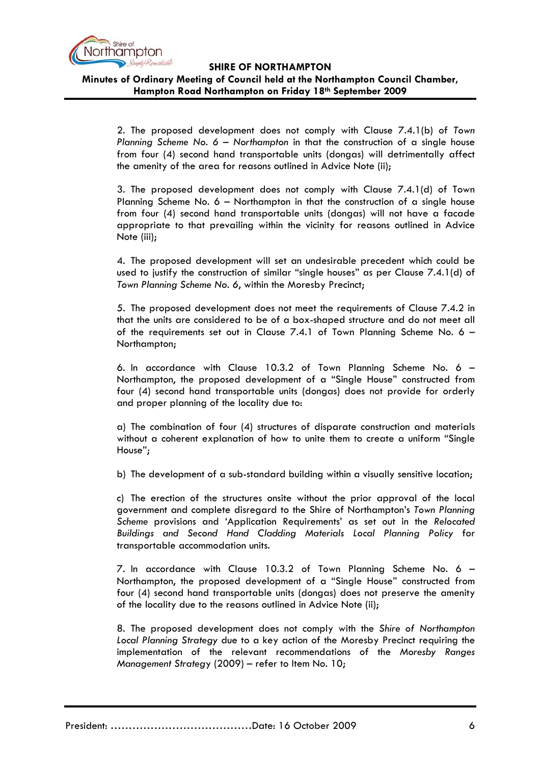2. The proposed development does not comply with Clause 7.4.1(b) of *Town Planning Scheme No. 6 – Northampton* in that the construction of a single house from four (4) second hand transportable units (dongas) will detrimentally affect the amenity of the area for reasons outlined in Advice Note (ii);

3. The proposed development does not comply with Clause 7.4.1(d) of Town Planning Scheme No. 6 – Northampton in that the construction of a single house from four (4) second hand transportable units (dongas) will not have a facade appropriate to that prevailing within the vicinity for reasons outlined in Advice Note (iii);

4. The proposed development will set an undesirable precedent which could be used to justify the construction of similar "single houses" as per Clause 7.4.1(d) of *Town Planning Scheme No. 6*, within the Moresby Precinct;

5. The proposed development does not meet the requirements of Clause 7.4.2 in that the units are considered to be of a box-shaped structure and do not meet all of the requirements set out in Clause 7.4.1 of Town Planning Scheme No. 6 – Northampton;

6. In accordance with Clause 10.3.2 of Town Planning Scheme No. 6 – Northampton, the proposed development of a "Single House" constructed from four (4) second hand transportable units (dongas) does not provide for orderly and proper planning of the locality due to:

a) The combination of four (4) structures of disparate construction and materials without a coherent explanation of how to unite them to create a uniform "Single House";

b) The development of a sub-standard building within a visually sensitive location;

c) The erection of the structures onsite without the prior approval of the local government and complete disregard to the Shire of Northampton's *Town Planning Scheme* provisions and 'Application Requirements' as set out in the *Relocated Buildings and Second Hand Cladding Materials Local Planning Policy* for transportable accommodation units.

7. In accordance with Clause 10.3.2 of Town Planning Scheme No. 6 – Northampton, the proposed development of a "Single House" constructed from four (4) second hand transportable units (dongas) does not preserve the amenity of the locality due to the reasons outlined in Advice Note (ii);

8. The proposed development does not comply with the *Shire of Northampton Local Planning Strategy* due to a key action of the Moresby Precinct requiring the implementation of the relevant recommendations of the *Moresby Ranges Management Strategy* (2009) – refer to Item No. 10;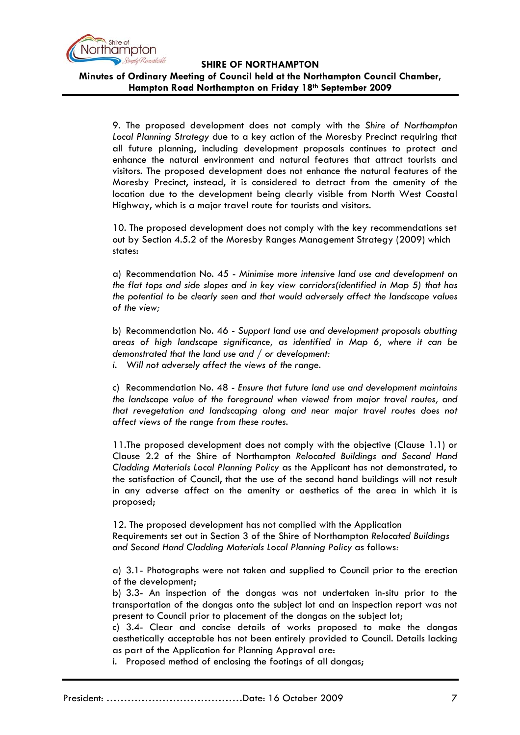9. The proposed development does not comply with the *Shire of Northampton Local Planning Strategy* due to a key action of the Moresby Precinct requiring that all future planning, including development proposals continues to protect and enhance the natural environment and natural features that attract tourists and visitors. The proposed development does not enhance the natural features of the Moresby Precinct, instead, it is considered to detract from the amenity of the location due to the development being clearly visible from North West Coastal Highway, which is a major travel route for tourists and visitors.

10. The proposed development does not comply with the key recommendations set out by Section 4.5.2 of the Moresby Ranges Management Strategy (2009) which states:

a) Recommendation No. 45 - *Minimise more intensive land use and development on the flat tops and side slopes and in key view corridors(identified in Map 5) that has the potential to be clearly seen and that would adversely affect the landscape values of the view;*

b) Recommendation No. 46 - *Support land use and development proposals abutting areas of high landscape significance, as identified in Map 6, where it can be demonstrated that the land use and / or development:*
*i. Will not adversely affect the views of the range.*

c) Recommendation No. 48 - *Ensure that future land use and development maintains the landscape value of the foreground when viewed from major travel routes, and that revegetation and landscaping along and near major travel routes does not affect views of the range from these routes.*

11.The proposed development does not comply with the objective (Clause 1.1) or Clause 2.2 of the Shire of Northampton *Relocated Buildings and Second Hand Cladding Materials Local Planning Policy* as the Applicant has not demonstrated, to the satisfaction of Council, that the use of the second hand buildings will not result in any adverse affect on the amenity or aesthetics of the area in which it is proposed;

12. The proposed development has not complied with the Application Requirements set out in Section 3 of the Shire of Northampton *Relocated Buildings and Second Hand Cladding Materials Local Planning Policy* as follows:

a) 3.1- Photographs were not taken and supplied to Council prior to the erection of the development;
b) 3.3- An inspection of the dongas was not undertaken in-situ prior to the transportation of the dongas onto the subject lot and an inspection report was not present to Council prior to placement of the dongas on the subject lot;
c) 3.4- Clear and concise details of works proposed to make the dongas aesthetically acceptable has not been entirely provided to Council. Details lacking as part of the Application for Planning Approval are:
i. Proposed method of enclosing the footings of all dongas;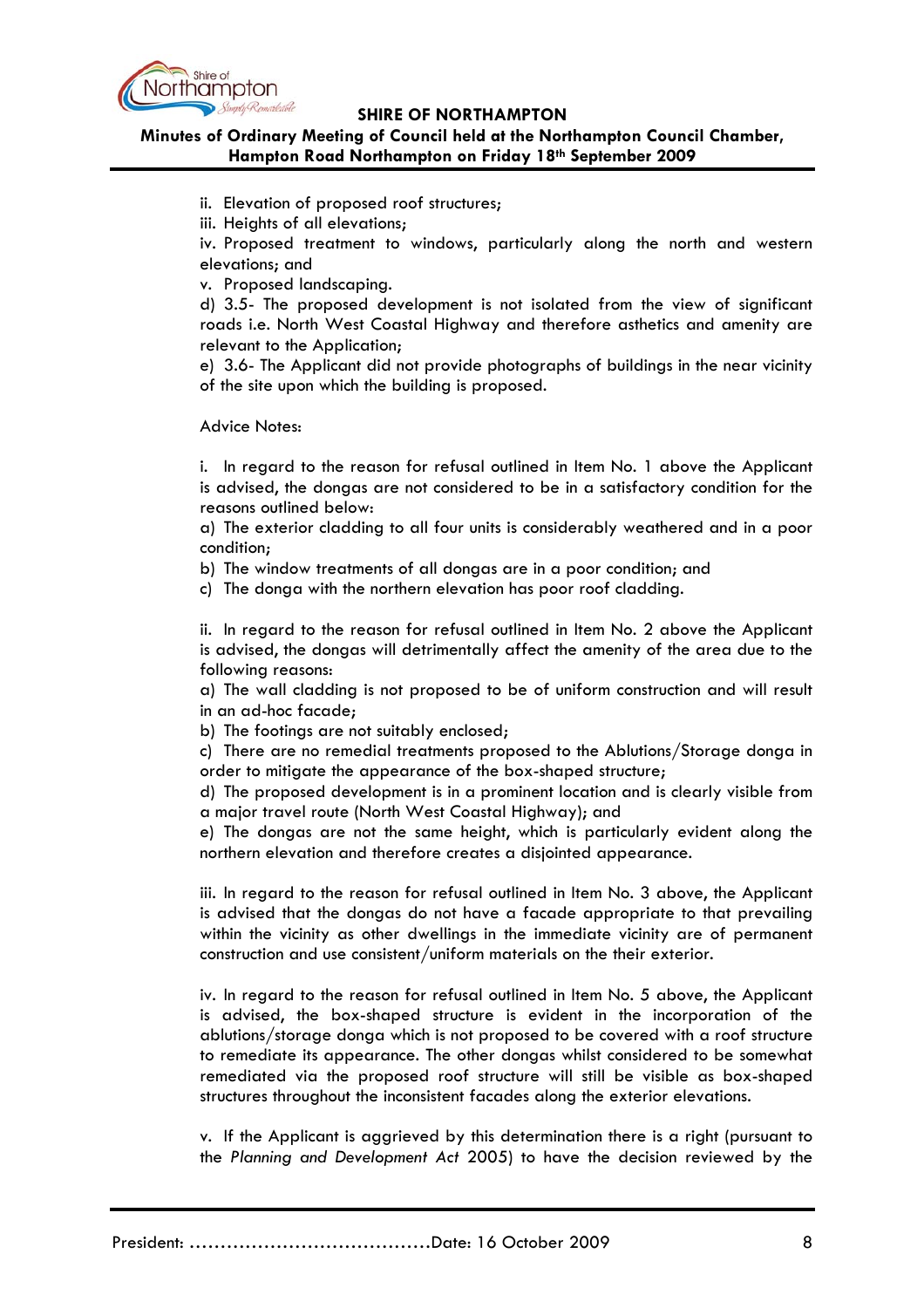ii. Elevation of proposed roof structures;

iii. Heights of all elevations;

iv. Proposed treatment to windows, particularly along the north and western elevations; and

v. Proposed landscaping.

d) 3.5- The proposed development is not isolated from the view of significant roads i.e. North West Coastal Highway and therefore asthetics and amenity are relevant to the Application;

e) 3.6- The Applicant did not provide photographs of buildings in the near vicinity of the site upon which the building is proposed.

Advice Notes:

i. In regard to the reason for refusal outlined in Item No. 1 above the Applicant is advised, the dongas are not considered to be in a satisfactory condition for the reasons outlined below:

a) The exterior cladding to all four units is considerably weathered and in a poor condition;

b) The window treatments of all dongas are in a poor condition; and

c) The donga with the northern elevation has poor roof cladding.

ii. In regard to the reason for refusal outlined in Item No. 2 above the Applicant is advised, the dongas will detrimentally affect the amenity of the area due to the following reasons:

a) The wall cladding is not proposed to be of uniform construction and will result in an ad-hoc facade;

b) The footings are not suitably enclosed;

c) There are no remedial treatments proposed to the Ablutions/Storage donga in order to mitigate the appearance of the box-shaped structure;

d) The proposed development is in a prominent location and is clearly visible from a major travel route (North West Coastal Highway); and

e) The dongas are not the same height, which is particularly evident along the northern elevation and therefore creates a disjointed appearance.

iii. In regard to the reason for refusal outlined in Item No. 3 above, the Applicant is advised that the dongas do not have a facade appropriate to that prevailing within the vicinity as other dwellings in the immediate vicinity are of permanent construction and use consistent/uniform materials on the their exterior.

iv. In regard to the reason for refusal outlined in Item No. 5 above, the Applicant is advised, the box-shaped structure is evident in the incorporation of the ablutions/storage donga which is not proposed to be covered with a roof structure to remediate its appearance. The other dongas whilst considered to be somewhat remediated via the proposed roof structure will still be visible as box-shaped structures throughout the inconsistent facades along the exterior elevations.

v. If the Applicant is aggrieved by this determination there is a right (pursuant to the *Planning and Development Act* 2005) to have the decision reviewed by the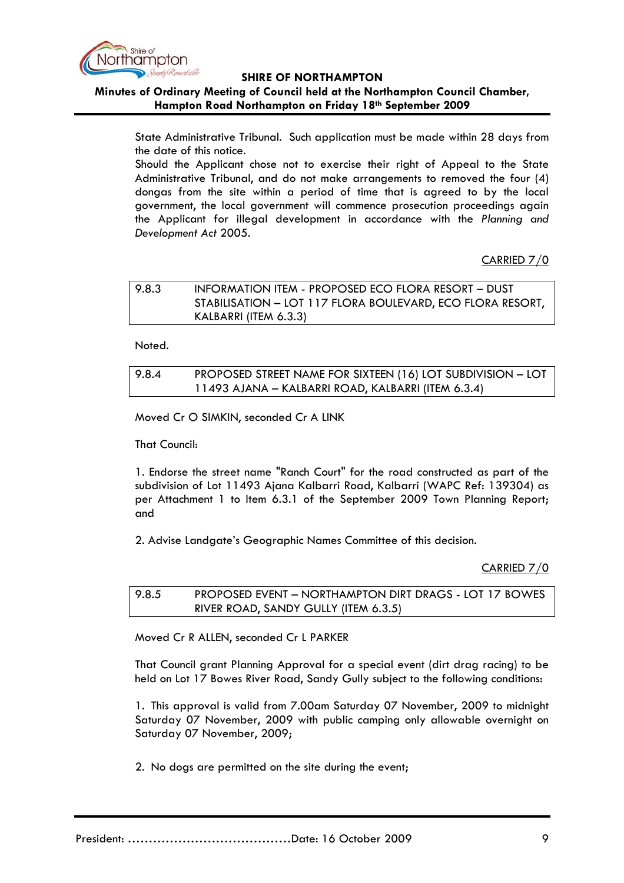State Administrative Tribunal. Such application must be made within 28 days from the date of this notice.
Should the Applicant chose not to exercise their right of Appeal to the State Administrative Tribunal, and do not make arrangements to removed the four (4) dongas from the site within a period of time that is agreed to by the local government, the local government will commence prosecution proceedings again the Applicant for illegal development in accordance with the *Planning and Development Act* 2005.

CARRIED 7/0

| 9.8.3 | INFORMATION ITEM - PROPOSED ECO FLORA RESORT – DUST STABILISATION – LOT 117 FLORA BOULEVARD, ECO FLORA RESORT, KALBARRI (ITEM 6.3.3) |
|---|---|

Noted.

| 9.8.4 | PROPOSED STREET NAME FOR SIXTEEN (16) LOT SUBDIVISION – LOT 11493 AJANA – KALBARRI ROAD, KALBARRI (ITEM 6.3.4) |
|---|---|

Moved Cr O SIMKIN, seconded Cr A LINK

That Council:

1. Endorse the street name "Ranch Court" for the road constructed as part of the subdivision of Lot 11493 Ajana Kalbarri Road, Kalbarri (WAPC Ref: 139304) as per Attachment 1 to Item 6.3.1 of the September 2009 Town Planning Report; and

2. Advise Landgate's Geographic Names Committee of this decision.

CARRIED 7/0

| 9.8.5 | PROPOSED EVENT – NORTHAMPTON DIRT DRAGS - LOT 17 BOWES RIVER ROAD, SANDY GULLY (ITEM 6.3.5) |
|---|---|

Moved Cr R ALLEN, seconded Cr L PARKER

That Council grant Planning Approval for a special event (dirt drag racing) to be held on Lot 17 Bowes River Road, Sandy Gully subject to the following conditions:

1. This approval is valid from 7.00am Saturday 07 November, 2009 to midnight Saturday 07 November, 2009 with public camping only allowable overnight on Saturday 07 November, 2009;

2. No dogs are permitted on the site during the event;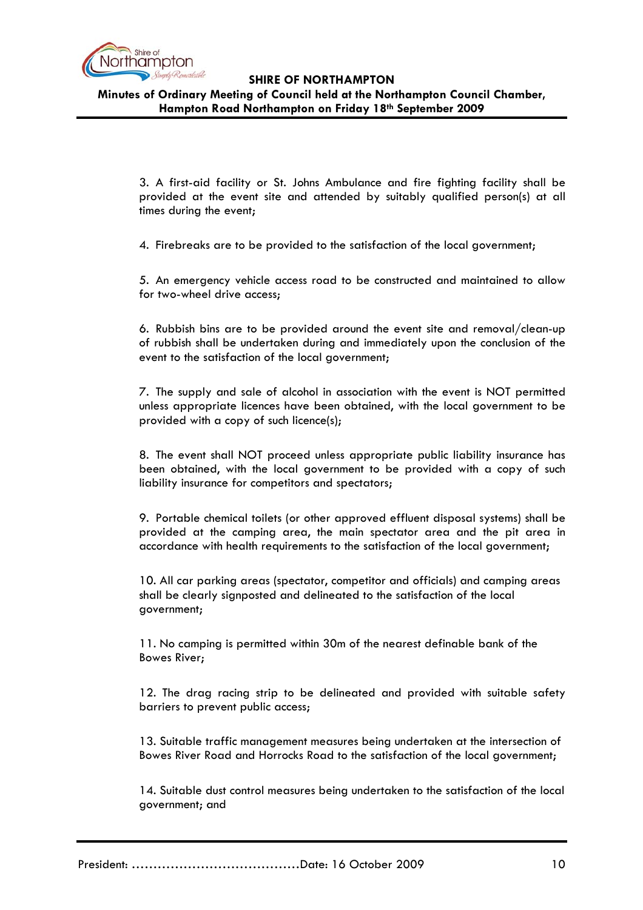3. A first-aid facility or St. Johns Ambulance and fire fighting facility shall be provided at the event site and attended by suitably qualified person(s) at all times during the event;

4. Firebreaks are to be provided to the satisfaction of the local government;

5. An emergency vehicle access road to be constructed and maintained to allow for two-wheel drive access;

6. Rubbish bins are to be provided around the event site and removal/clean-up of rubbish shall be undertaken during and immediately upon the conclusion of the event to the satisfaction of the local government;

7. The supply and sale of alcohol in association with the event is NOT permitted unless appropriate licences have been obtained, with the local government to be provided with a copy of such licence(s);

8. The event shall NOT proceed unless appropriate public liability insurance has been obtained, with the local government to be provided with a copy of such liability insurance for competitors and spectators;

9. Portable chemical toilets (or other approved effluent disposal systems) shall be provided at the camping area, the main spectator area and the pit area in accordance with health requirements to the satisfaction of the local government;

10. All car parking areas (spectator, competitor and officials) and camping areas shall be clearly signposted and delineated to the satisfaction of the local government;

11. No camping is permitted within 30m of the nearest definable bank of the Bowes River;

12. The drag racing strip to be delineated and provided with suitable safety barriers to prevent public access;

13. Suitable traffic management measures being undertaken at the intersection of Bowes River Road and Horrocks Road to the satisfaction of the local government;

14. Suitable dust control measures being undertaken to the satisfaction of the local government; and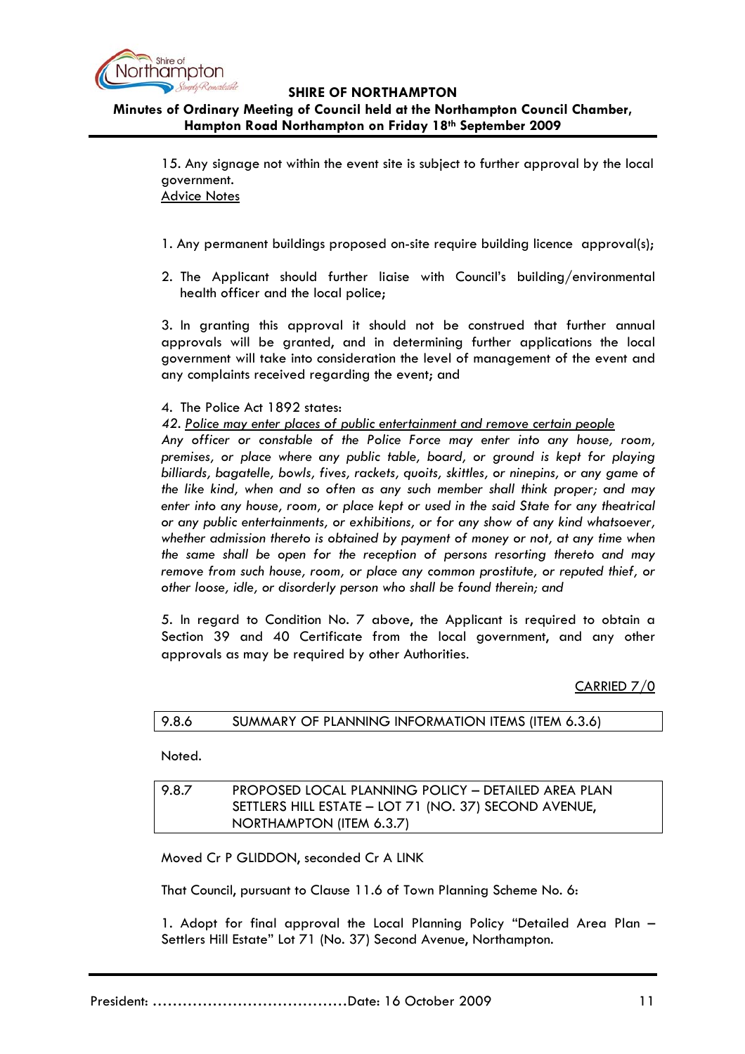15. Any signage not within the event site is subject to further approval by the local government.

Advice Notes

1. Any permanent buildings proposed on-site require building licence approval(s);

2. The Applicant should further liaise with Council's building/environmental health officer and the local police;

3. In granting this approval it should not be construed that further annual approvals will be granted, and in determining further applications the local government will take into consideration the level of management of the event and any complaints received regarding the event; and

4. The Police Act 1892 states:

*42. Police may enter places of public entertainment and remove certain people*

*Any officer or constable of the Police Force may enter into any house, room, premises, or place where any public table, board, or ground is kept for playing billiards, bagatelle, bowls, fives, rackets, quoits, skittles, or ninepins, or any game of the like kind, when and so often as any such member shall think proper; and may enter into any house, room, or place kept or used in the said State for any theatrical or any public entertainments, or exhibitions, or for any show of any kind whatsoever, whether admission thereto is obtained by payment of money or not, at any time when the same shall be open for the reception of persons resorting thereto and may remove from such house, room, or place any common prostitute, or reputed thief, or other loose, idle, or disorderly person who shall be found therein; and*

5. In regard to Condition No. 7 above, the Applicant is required to obtain a Section 39 and 40 Certificate from the local government, and any other approvals as may be required by other Authorities.

CARRIED 7/0

### 9.8.6 SUMMARY OF PLANNING INFORMATION ITEMS (ITEM 6.3.6)

Noted.

### 9.8.7 PROPOSED LOCAL PLANNING POLICY – DETAILED AREA PLAN SETTLERS HILL ESTATE – LOT 71 (NO. 37) SECOND AVENUE, NORTHAMPTON (ITEM 6.3.7)

Moved Cr P GLIDDON, seconded Cr A LINK

That Council, pursuant to Clause 11.6 of Town Planning Scheme No. 6:

1. Adopt for final approval the Local Planning Policy "Detailed Area Plan – Settlers Hill Estate" Lot 71 (No. 37) Second Avenue, Northampton.

President: ......................................Date: 16 October 2009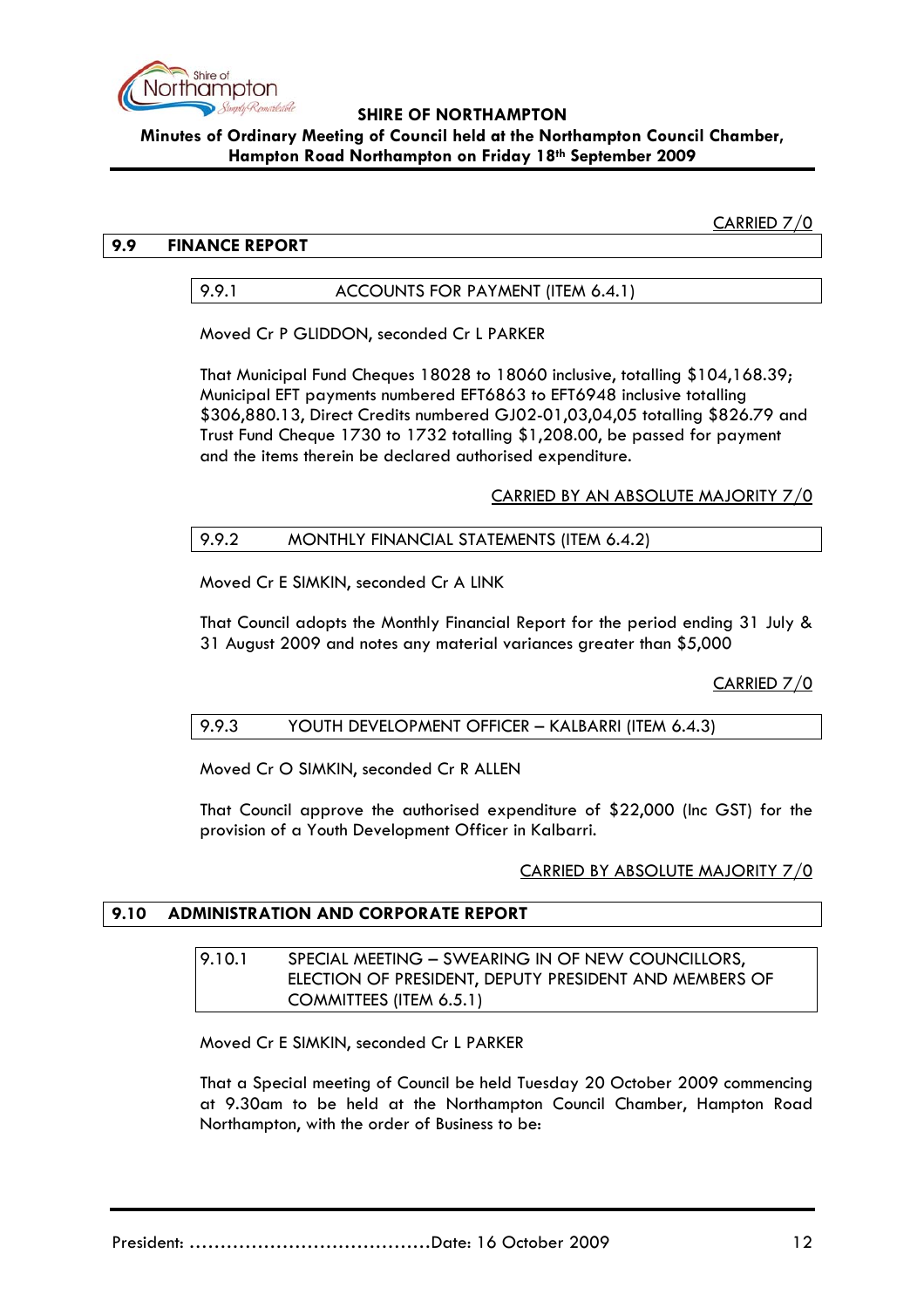CARRIED 7/0

## 9.9 FINANCE REPORT

### 9.9.1 ACCOUNTS FOR PAYMENT (ITEM 6.4.1)

Moved Cr P GLIDDON, seconded Cr L PARKER

That Municipal Fund Cheques 18028 to 18060 inclusive, totalling $104,168.39; Municipal EFT payments numbered EFT6863 to EFT6948 inclusive totalling $306,880.13, Direct Credits numbered GJ02-01,03,04,05 totalling $826.79 and Trust Fund Cheque 1730 to 1732 totalling $1,208.00, be passed for payment and the items therein be declared authorised expenditure.

CARRIED BY AN ABSOLUTE MAJORITY 7/0

### 9.9.2 MONTHLY FINANCIAL STATEMENTS (ITEM 6.4.2)

Moved Cr E SIMKIN, seconded Cr A LINK

That Council adopts the Monthly Financial Report for the period ending 31 July & 31 August 2009 and notes any material variances greater than $5,000

CARRIED 7/0

### 9.9.3 YOUTH DEVELOPMENT OFFICER – KALBARRI (ITEM 6.4.3)

Moved Cr O SIMKIN, seconded Cr R ALLEN

That Council approve the authorised expenditure of $22,000 (Inc GST) for the provision of a Youth Development Officer in Kalbarri.

CARRIED BY ABSOLUTE MAJORITY 7/0

## 9.10 ADMINISTRATION AND CORPORATE REPORT

### 9.10.1 SPECIAL MEETING – SWEARING IN OF NEW COUNCILLORS, ELECTION OF PRESIDENT, DEPUTY PRESIDENT AND MEMBERS OF COMMITTEES (ITEM 6.5.1)

Moved Cr E SIMKIN, seconded Cr L PARKER

That a Special meeting of Council be held Tuesday 20 October 2009 commencing at 9.30am to be held at the Northampton Council Chamber, Hampton Road Northampton, with the order of Business to be: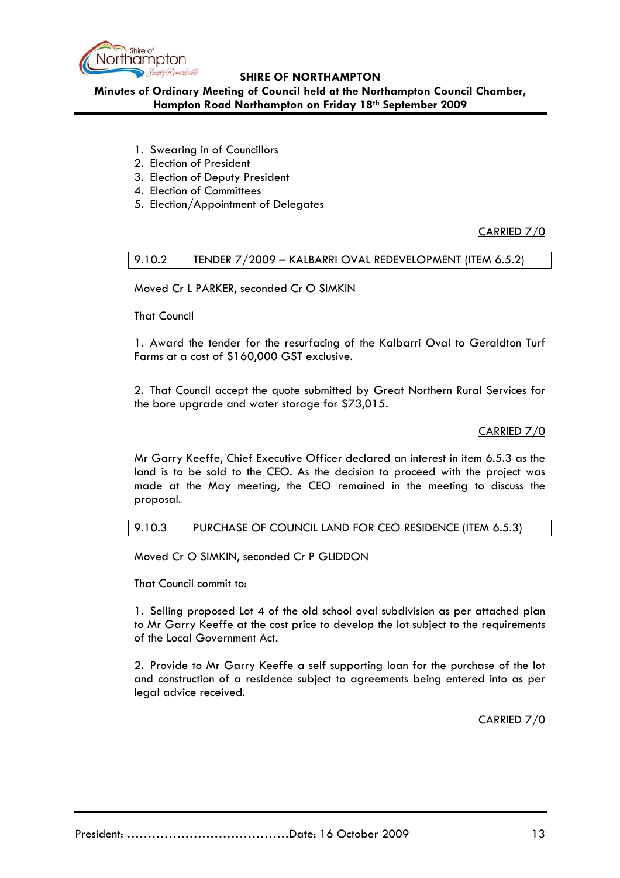1. Swearing in of Councillors
2. Election of President
3. Election of Deputy President
4. Election of Committees
5. Election/Appointment of Delegates

CARRIED 7/0

### 9.10.2 TENDER 7/2009 – KALBARRI OVAL REDEVELOPMENT (ITEM 6.5.2)

Moved Cr L PARKER, seconded Cr O SIMKIN

That Council

1. Award the tender for the resurfacing of the Kalbarri Oval to Geraldton Turf Farms at a cost of $160,000 GST exclusive.

2. That Council accept the quote submitted by Great Northern Rural Services for the bore upgrade and water storage for $73,015.

CARRIED 7/0

Mr Garry Keeffe, Chief Executive Officer declared an interest in item 6.5.3 as the land is to be sold to the CEO. As the decision to proceed with the project was made at the May meeting, the CEO remained in the meeting to discuss the proposal.

### 9.10.3 PURCHASE OF COUNCIL LAND FOR CEO RESIDENCE (ITEM 6.5.3)

Moved Cr O SIMKIN, seconded Cr P GLIDDON

That Council commit to:

1. Selling proposed Lot 4 of the old school oval subdivision as per attached plan to Mr Garry Keeffe at the cost price to develop the lot subject to the requirements of the Local Government Act.

2. Provide to Mr Garry Keeffe a self supporting loan for the purchase of the lot and construction of a residence subject to agreements being entered into as per legal advice received.

CARRIED 7/0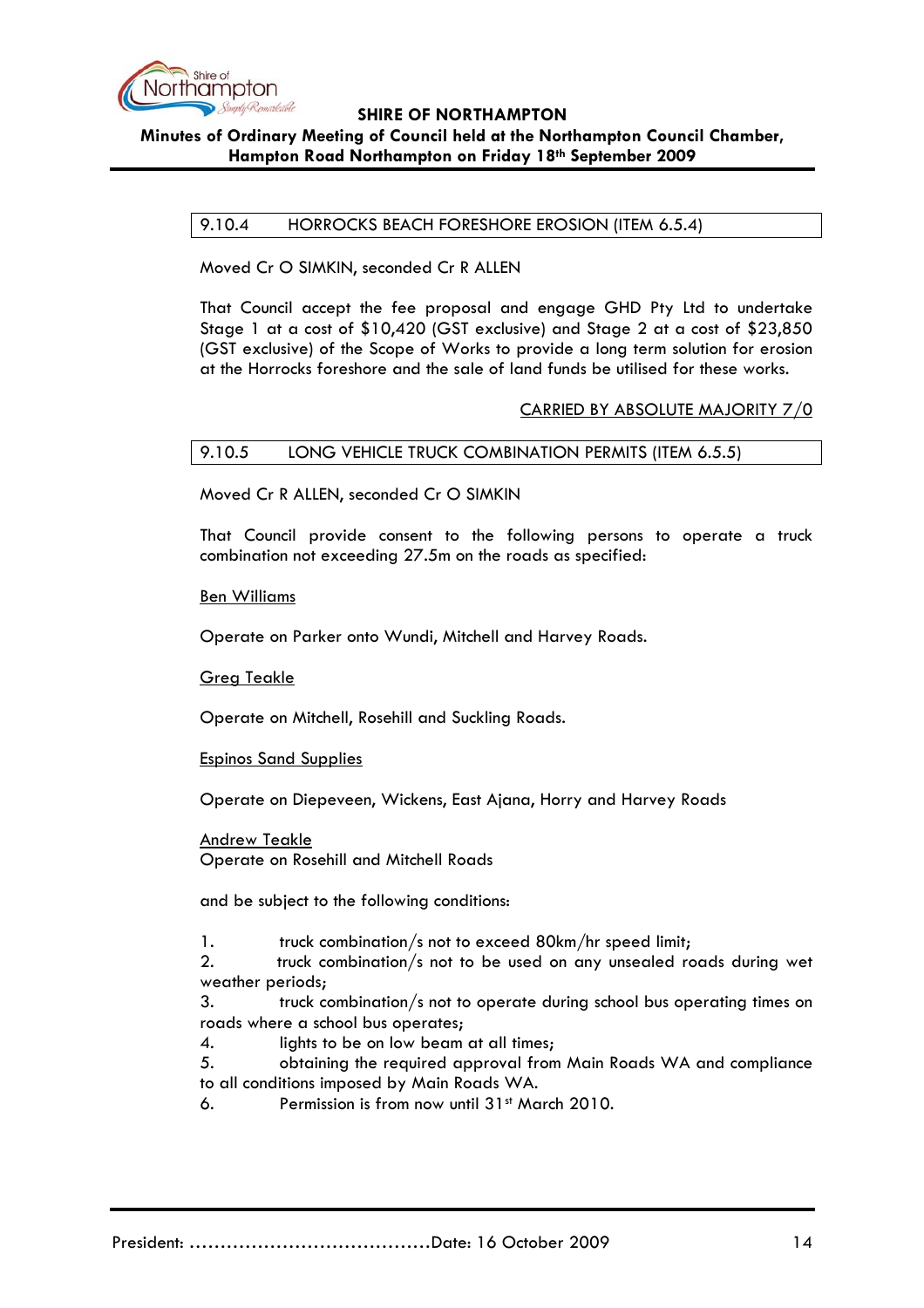| 9.10.4 | HORROCKS BEACH FORESHORE EROSION (ITEM 6.5.4) |
|---|---|

Moved Cr O SIMKIN, seconded Cr R ALLEN

That Council accept the fee proposal and engage GHD Pty Ltd to undertake Stage 1 at a cost of $10,420 (GST exclusive) and Stage 2 at a cost of $23,850 (GST exclusive) of the Scope of Works to provide a long term solution for erosion at the Horrocks foreshore and the sale of land funds be utilised for these works.

CARRIED BY ABSOLUTE MAJORITY 7/0

| 9.10.5 | LONG VEHICLE TRUCK COMBINATION PERMITS (ITEM 6.5.5) |
|---|---|

Moved Cr R ALLEN, seconded Cr O SIMKIN

That Council provide consent to the following persons to operate a truck combination not exceeding 27.5m on the roads as specified:

Ben Williams

Operate on Parker onto Wundi, Mitchell and Harvey Roads.

Greg Teakle

Operate on Mitchell, Rosehill and Suckling Roads.

Espinos Sand Supplies

Operate on Diepeveen, Wickens, East Ajana, Horry and Harvey Roads

Andrew Teakle
Operate on Rosehill and Mitchell Roads

and be subject to the following conditions:

1. truck combination/s not to exceed 80km/hr speed limit;
2. truck combination/s not to be used on any unsealed roads during wet weather periods;
3. truck combination/s not to operate during school bus operating times on roads where a school bus operates;
4. lights to be on low beam at all times;
5. obtaining the required approval from Main Roads WA and compliance to all conditions imposed by Main Roads WA.
6. Permission is from now until 31st March 2010.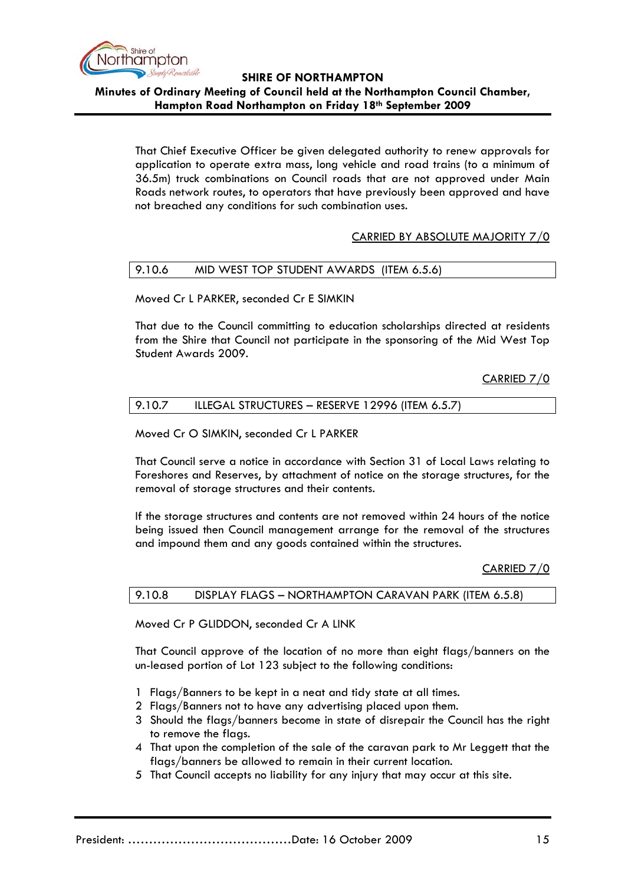That Chief Executive Officer be given delegated authority to renew approvals for application to operate extra mass, long vehicle and road trains (to a minimum of 36.5m) truck combinations on Council roads that are not approved under Main Roads network routes, to operators that have previously been approved and have not breached any conditions for such combination uses.

CARRIED BY ABSOLUTE MAJORITY 7/0

### 9.10.6 MID WEST TOP STUDENT AWARDS (ITEM 6.5.6)

Moved Cr L PARKER, seconded Cr E SIMKIN

That due to the Council committing to education scholarships directed at residents from the Shire that Council not participate in the sponsoring of the Mid West Top Student Awards 2009.

CARRIED 7/0

### 9.10.7 ILLEGAL STRUCTURES – RESERVE 12996 (ITEM 6.5.7)

Moved Cr O SIMKIN, seconded Cr L PARKER

That Council serve a notice in accordance with Section 31 of Local Laws relating to Foreshores and Reserves, by attachment of notice on the storage structures, for the removal of storage structures and their contents.

If the storage structures and contents are not removed within 24 hours of the notice being issued then Council management arrange for the removal of the structures and impound them and any goods contained within the structures.

CARRIED 7/0

### 9.10.8 DISPLAY FLAGS – NORTHAMPTON CARAVAN PARK (ITEM 6.5.8)

Moved Cr P GLIDDON, seconded Cr A LINK

That Council approve of the location of no more than eight flags/banners on the un-leased portion of Lot 123 subject to the following conditions:

1. Flags/Banners to be kept in a neat and tidy state at all times.
2. Flags/Banners not to have any advertising placed upon them.
3. Should the flags/banners become in state of disrepair the Council has the right to remove the flags.
4. That upon the completion of the sale of the caravan park to Mr Leggett that the flags/banners be allowed to remain in their current location.
5. That Council accepts no liability for any injury that may occur at this site.

President: ……………………………………Date: 16 October 2009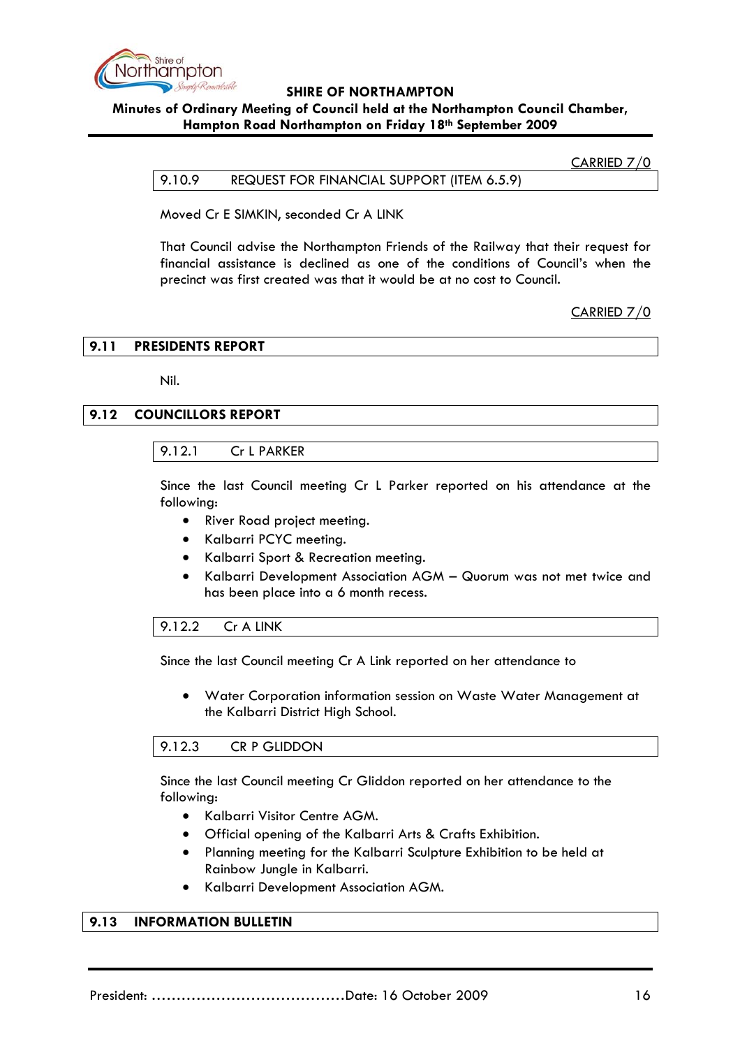CARRIED 7/0

### 9.10.9 REQUEST FOR FINANCIAL SUPPORT (ITEM 6.5.9)

Moved Cr E SIMKIN, seconded Cr A LINK

That Council advise the Northampton Friends of the Railway that their request for financial assistance is declined as one of the conditions of Council's when the precinct was first created was that it would be at no cost to Council.

CARRIED 7/0

## 9.11 PRESIDENTS REPORT

Nil.

## 9.12 COUNCILLORS REPORT

### 9.12.1 Cr L PARKER

Since the last Council meeting Cr L Parker reported on his attendance at the following:

- River Road project meeting.
- Kalbarri PCYC meeting.
- Kalbarri Sport & Recreation meeting.
- Kalbarri Development Association AGM – Quorum was not met twice and has been place into a 6 month recess.

### 9.12.2 Cr A LINK

Since the last Council meeting Cr A Link reported on her attendance to

- Water Corporation information session on Waste Water Management at the Kalbarri District High School.

### 9.12.3 CR P GLIDDON

Since the last Council meeting Cr Gliddon reported on her attendance to the following:

- Kalbarri Visitor Centre AGM.
- Official opening of the Kalbarri Arts & Crafts Exhibition.
- Planning meeting for the Kalbarri Sculpture Exhibition to be held at Rainbow Jungle in Kalbarri.
- Kalbarri Development Association AGM.

## 9.13 INFORMATION BULLETIN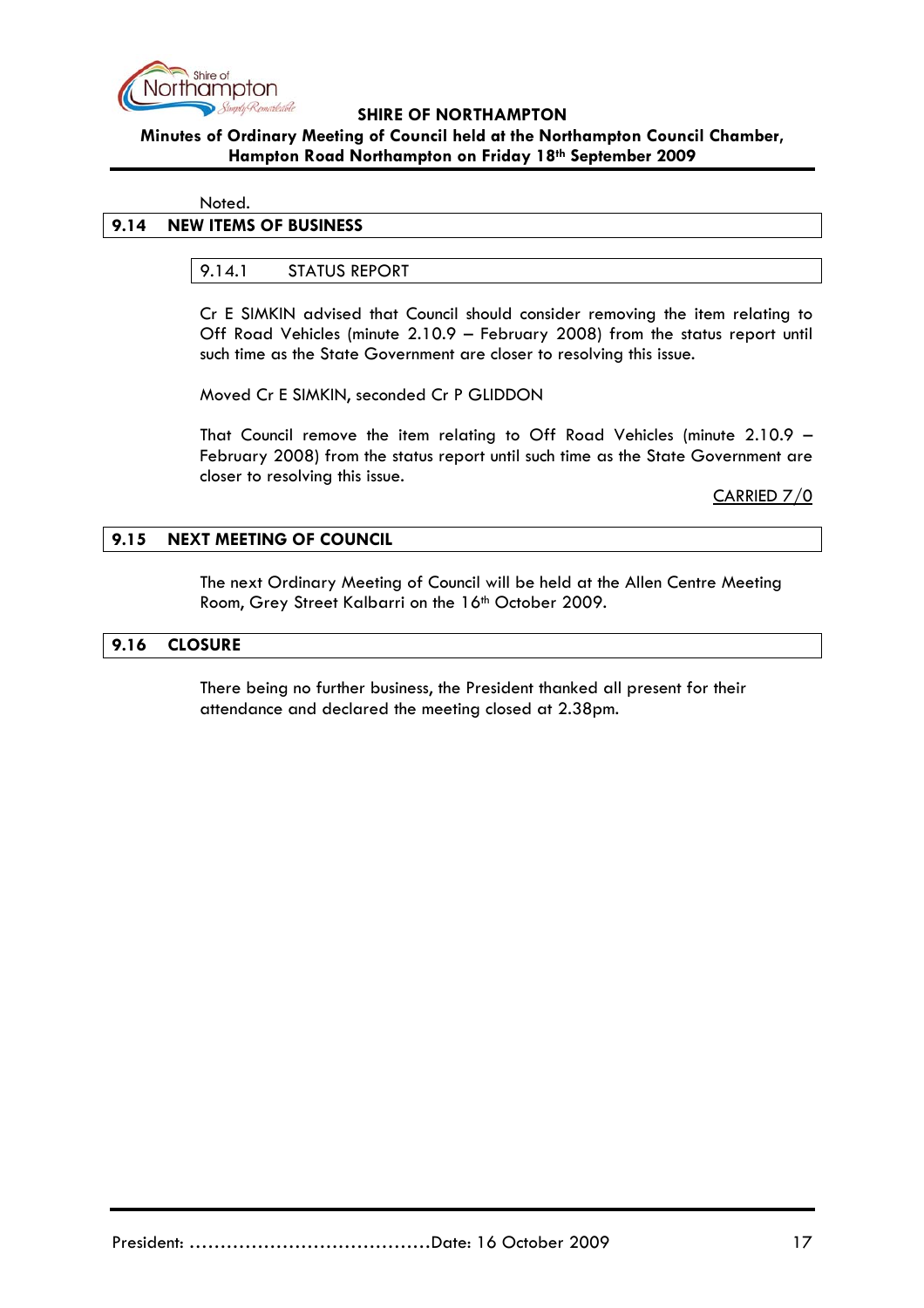Noted.

## 9.14 NEW ITEMS OF BUSINESS

### 9.14.1 STATUS REPORT

Cr E SIMKIN advised that Council should consider removing the item relating to Off Road Vehicles (minute 2.10.9 – February 2008) from the status report until such time as the State Government are closer to resolving this issue.

Moved Cr E SIMKIN, seconded Cr P GLIDDON

That Council remove the item relating to Off Road Vehicles (minute 2.10.9 – February 2008) from the status report until such time as the State Government are closer to resolving this issue.

CARRIED 7/0

## 9.15 NEXT MEETING OF COUNCIL

The next Ordinary Meeting of Council will be held at the Allen Centre Meeting Room, Grey Street Kalbarri on the 16th October 2009.

## 9.16 CLOSURE

There being no further business, the President thanked all present for their attendance and declared the meeting closed at 2.38pm.

President: ……………………………………Date: 16 October 2009